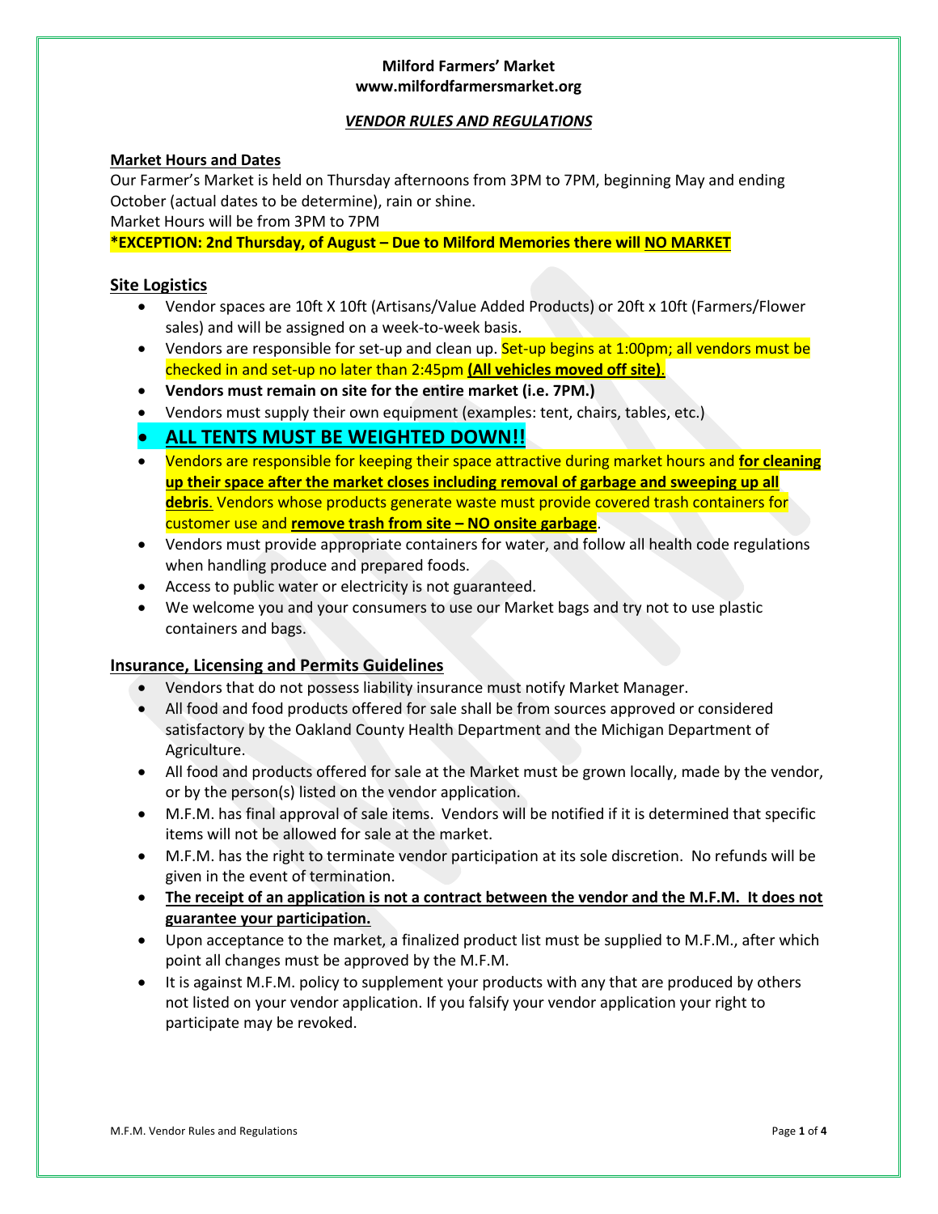**Milford Farmers' Market**
**www.milfordfarmersmarket.org**

***VENDOR RULES AND REGULATIONS***

**Market Hours and Dates**

Our Farmer's Market is held on Thursday afternoons from 3PM to 7PM, beginning May and ending October (actual dates to be determine), rain or shine.

Market Hours will be from 3PM to 7PM

***EXCEPTION: 2nd Thursday, of August – Due to Milford Memories there will NO MARKET**

## Site Logistics

- Vendor spaces are 10ft X 10ft (Artisans/Value Added Products) or 20ft x 10ft (Farmers/Flower sales) and will be assigned on a week-to-week basis.
- Vendors are responsible for set-up and clean up. Set-up begins at 1:00pm; all vendors must be checked in and set-up no later than 2:45pm **(All vehicles moved off site)**.
- **Vendors must remain on site for the entire market (i.e. 7PM.)**
- Vendors must supply their own equipment (examples: tent, chairs, tables, etc.)
- **ALL TENTS MUST BE WEIGHTED DOWN!!**
- Vendors are responsible for keeping their space attractive during market hours and **for cleaning up their space after the market closes including removal of garbage and sweeping up all debris**. Vendors whose products generate waste must provide covered trash containers for customer use and **remove trash from site – NO onsite garbage**.
- Vendors must provide appropriate containers for water, and follow all health code regulations when handling produce and prepared foods.
- Access to public water or electricity is not guaranteed.
- We welcome you and your consumers to use our Market bags and try not to use plastic containers and bags.

## Insurance, Licensing and Permits Guidelines

- Vendors that do not possess liability insurance must notify Market Manager.
- All food and food products offered for sale shall be from sources approved or considered satisfactory by the Oakland County Health Department and the Michigan Department of Agriculture.
- All food and products offered for sale at the Market must be grown locally, made by the vendor, or by the person(s) listed on the vendor application.
- M.F.M. has final approval of sale items. Vendors will be notified if it is determined that specific items will not be allowed for sale at the market.
- M.F.M. has the right to terminate vendor participation at its sole discretion. No refunds will be given in the event of termination.
- **The receipt of an application is not a contract between the vendor and the M.F.M. It does not guarantee your participation.**
- Upon acceptance to the market, a finalized product list must be supplied to M.F.M., after which point all changes must be approved by the M.F.M.
- It is against M.F.M. policy to supplement your products with any that are produced by others not listed on your vendor application. If you falsify your vendor application your right to participate may be revoked.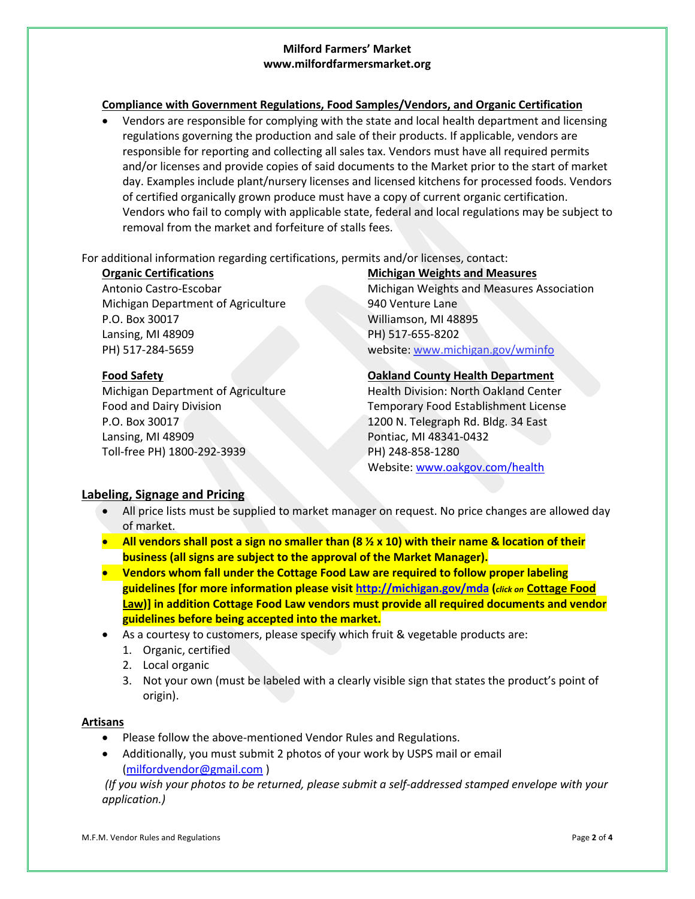**Milford Farmers' Market**
**www.milfordfarmersmarket.org**

## Compliance with Government Regulations, Food Samples/Vendors, and Organic Certification

- Vendors are responsible for complying with the state and local health department and licensing regulations governing the production and sale of their products. If applicable, vendors are responsible for reporting and collecting all sales tax. Vendors must have all required permits and/or licenses and provide copies of said documents to the Market prior to the start of market day. Examples include plant/nursery licenses and licensed kitchens for processed foods. Vendors of certified organically grown produce must have a copy of current organic certification. Vendors who fail to comply with applicable state, federal and local regulations may be subject to removal from the market and forfeiture of stalls fees.

For additional information regarding certifications, permits and/or licenses, contact:

**Organic Certifications**
Antonio Castro-Escobar
Michigan Department of Agriculture
P.O. Box 30017
Lansing, MI 48909
PH) 517-284-5659

**Michigan Weights and Measures**
Michigan Weights and Measures Association
940 Venture Lane
Williamson, MI 48895
PH) 517-655-8202
website: www.michigan.gov/wminfo

**Food Safety**
Michigan Department of Agriculture
Food and Dairy Division
P.O. Box 30017
Lansing, MI 48909
Toll-free PH) 1800-292-3939

**Oakland County Health Department**
Health Division: North Oakland Center
Temporary Food Establishment License
1200 N. Telegraph Rd. Bldg. 34 East
Pontiac, MI 48341-0432
PH) 248-858-1280
Website: www.oakgov.com/health

## Labeling, Signage and Pricing

- All price lists must be supplied to market manager on request. No price changes are allowed day of market.
- **All vendors shall post a sign no smaller than (8 ½ x 10) with their name & location of their business (all signs are subject to the approval of the Market Manager).**
- **Vendors whom fall under the Cottage Food Law are required to follow proper labeling guidelines [for more information please visit http://michigan.gov/mda (*click on* Cottage Food Law)] in addition Cottage Food Law vendors must provide all required documents and vendor guidelines before being accepted into the market.**
- As a courtesy to customers, please specify which fruit & vegetable products are:
  1. Organic, certified
  2. Local organic
  3. Not your own (must be labeled with a clearly visible sign that states the product's point of origin).

## Artisans

- Please follow the above-mentioned Vendor Rules and Regulations.
- Additionally, you must submit 2 photos of your work by USPS mail or email (milfordvendor@gmail.com )

*(If you wish your photos to be returned, please submit a self-addressed stamped envelope with your application.)*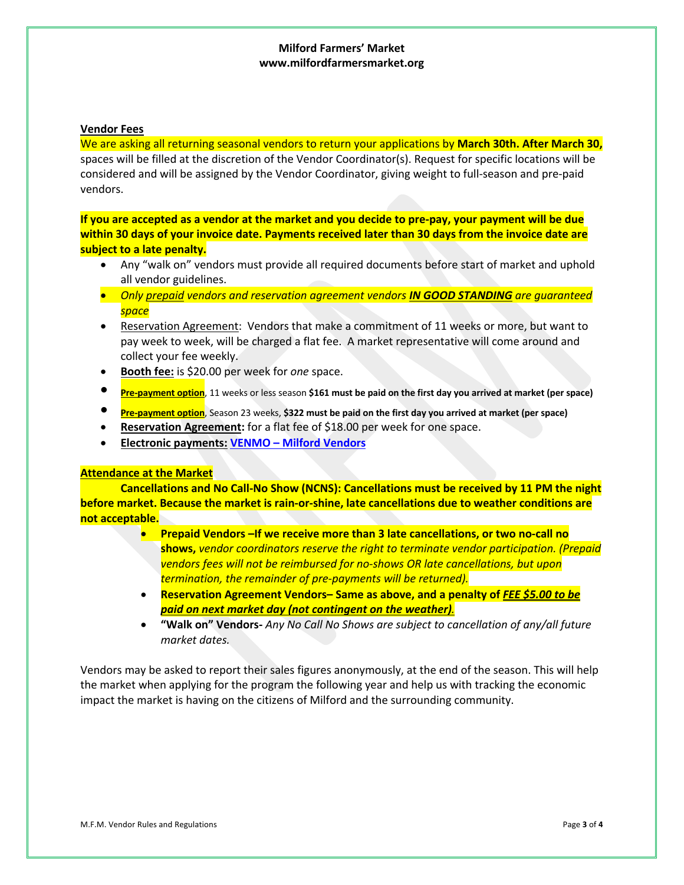**Milford Farmers' Market**
**www.milfordfarmersmarket.org**

## Vendor Fees

We are asking all returning seasonal vendors to return your applications by **March 30th. After March 30,** spaces will be filled at the discretion of the Vendor Coordinator(s). Request for specific locations will be considered and will be assigned by the Vendor Coordinator, giving weight to full-season and pre-paid vendors.

**If you are accepted as a vendor at the market and you decide to pre-pay, your payment will be due within 30 days of your invoice date. Payments received later than 30 days from the invoice date are subject to a late penalty.**

- Any "walk on" vendors must provide all required documents before start of market and uphold all vendor guidelines.
- *Only prepaid vendors and reservation agreement vendors **IN GOOD STANDING** are guaranteed space*
- Reservation Agreement: Vendors that make a commitment of 11 weeks or more, but want to pay week to week, will be charged a flat fee. A market representative will come around and collect your fee weekly.
- **Booth fee:** is $20.00 per week for *one* space.
- **Pre-payment option**, 11 weeks or less season **$161 must be paid on the first day you arrived at market (per space)**
- **Pre-payment option**, Season 23 weeks, **$322 must be paid on the first day you arrived at market (per space)**
- **Reservation Agreement:** for a flat fee of $18.00 per week for one space.
- **Electronic payments: VENMO – Milford Vendors**

## Attendance at the Market

**Cancellations and No Call-No Show (NCNS): Cancellations must be received by 11 PM the night before market. Because the market is rain-or-shine, late cancellations due to weather conditions are not acceptable.**

- **Prepaid Vendors –If we receive more than 3 late cancellations, or two no-call no shows,** *vendor coordinators reserve the right to terminate vendor participation. (Prepaid vendors fees will not be reimbursed for no-shows OR late cancellations, but upon termination, the remainder of pre-payments will be returned).*
- **Reservation Agreement Vendors– Same as above, and a penalty of *FEE $5.00 to be paid on next market day (not contingent on the weather).***
- **"Walk on" Vendors-** *Any No Call No Shows are subject to cancellation of any/all future market dates.*

Vendors may be asked to report their sales figures anonymously, at the end of the season. This will help the market when applying for the program the following year and help us with tracking the economic impact the market is having on the citizens of Milford and the surrounding community.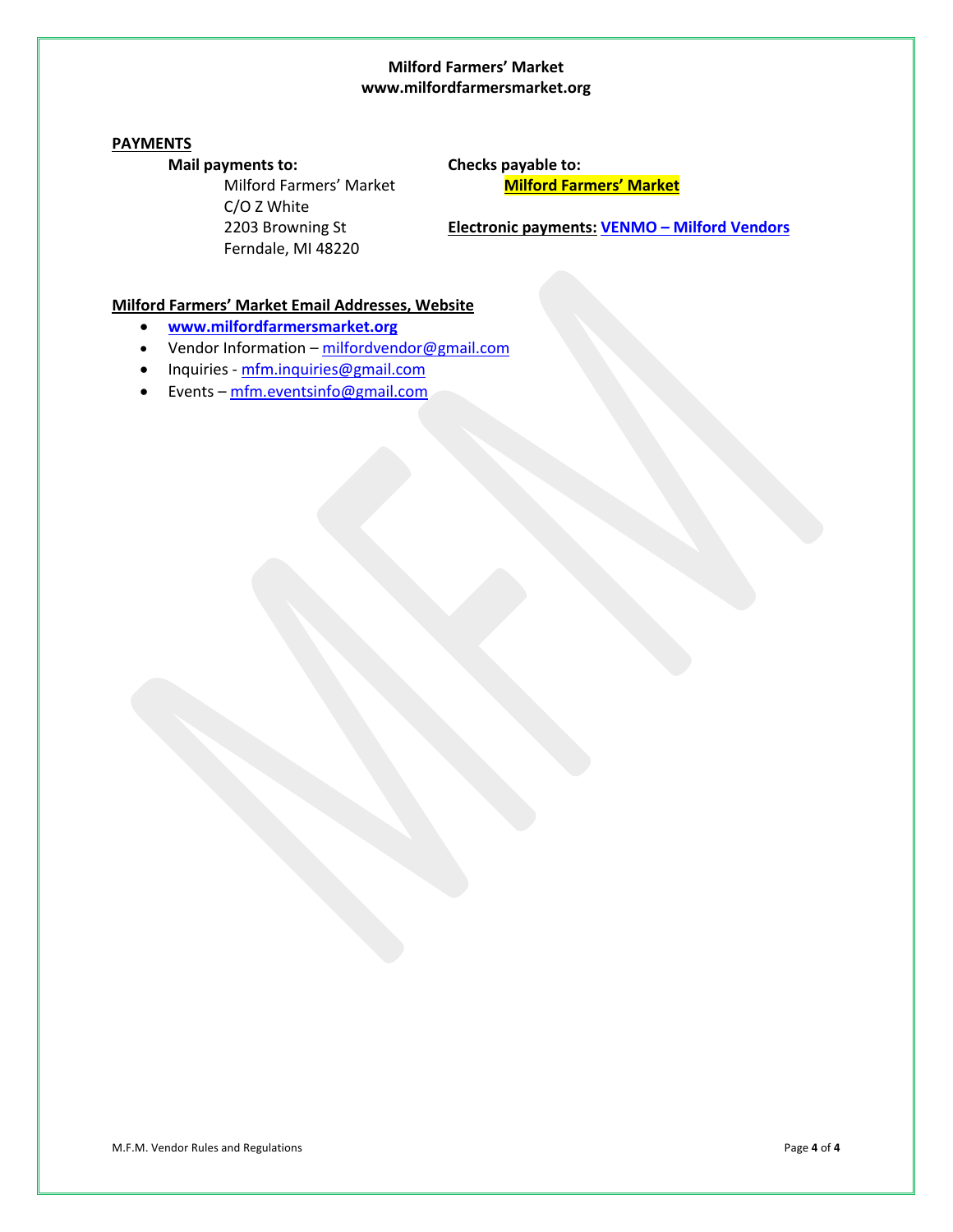**Milford Farmers' Market**
**www.milfordfarmersmarket.org**

## PAYMENTS

**Mail payments to:**

Milford Farmers' Market
C/O Z White
2203 Browning St
Ferndale, MI 48220

**Checks payable to:**

**Milford Farmers' Market**

**Electronic payments:** **VENMO – Milford Vendors**

## Milford Farmers' Market Email Addresses, Website

- **www.milfordfarmersmarket.org**
- Vendor Information – milfordvendor@gmail.com
- Inquiries - mfm.inquiries@gmail.com
- Events – mfm.eventsinfo@gmail.com